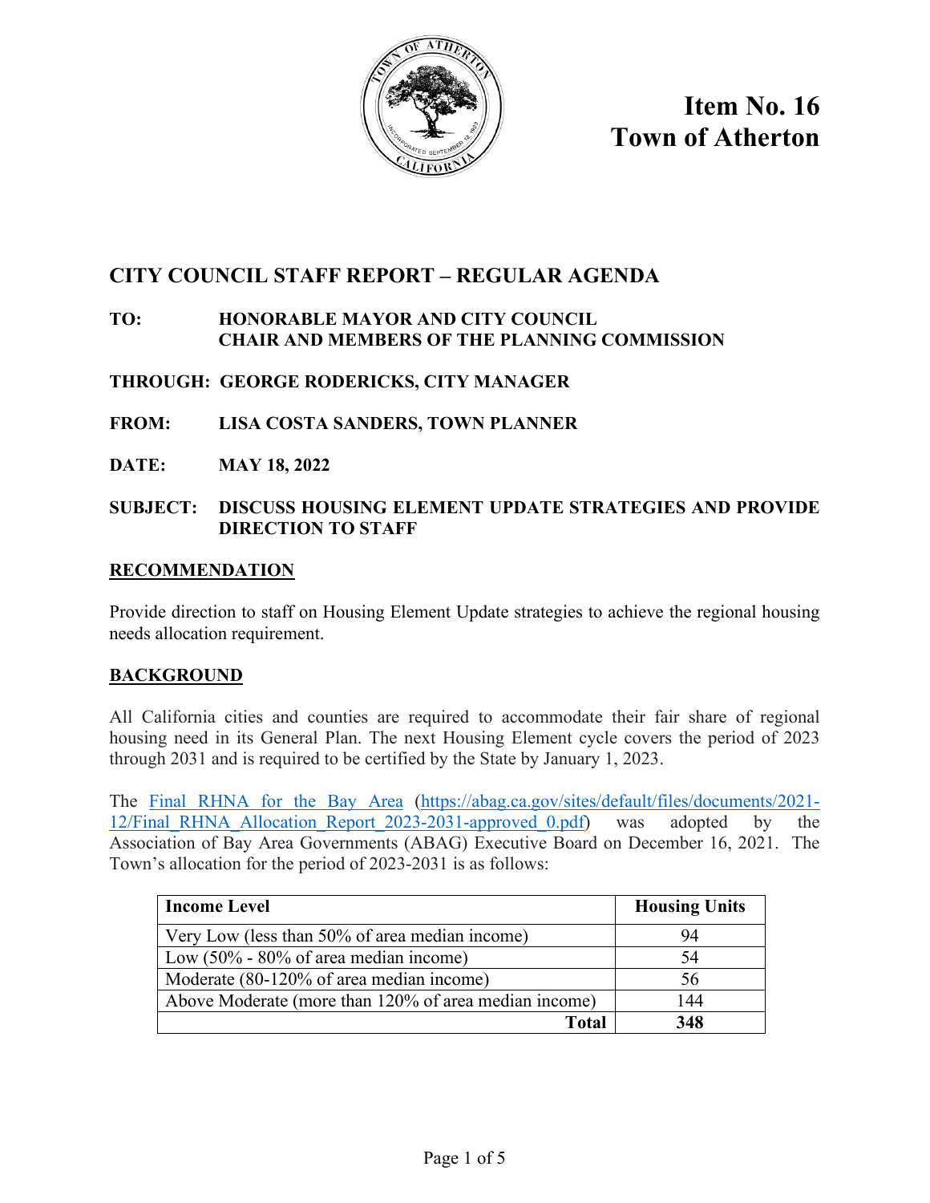**Item No. 16**
**Town of Atherton**

## CITY COUNCIL STAFF REPORT – REGULAR AGENDA

**TO:** HONORABLE MAYOR AND CITY COUNCIL
CHAIR AND MEMBERS OF THE PLANNING COMMISSION

**THROUGH:** GEORGE RODERICKS, CITY MANAGER

**FROM:** LISA COSTA SANDERS, TOWN PLANNER

**DATE:** MAY 18, 2022

**SUBJECT:** DISCUSS HOUSING ELEMENT UPDATE STRATEGIES AND PROVIDE DIRECTION TO STAFF

### RECOMMENDATION

Provide direction to staff on Housing Element Update strategies to achieve the regional housing needs allocation requirement.

### BACKGROUND

All California cities and counties are required to accommodate their fair share of regional housing need in its General Plan. The next Housing Element cycle covers the period of 2023 through 2031 and is required to be certified by the State by January 1, 2023.

The [Final RHNA for the Bay Area](https://abag.ca.gov/sites/default/files/documents/2021-12/Final_RHNA_Allocation_Report_2023-2031-approved_0.pdf) (https://abag.ca.gov/sites/default/files/documents/2021-12/Final_RHNA_Allocation_Report_2023-2031-approved_0.pdf) was adopted by the Association of Bay Area Governments (ABAG) Executive Board on December 16, 2021. The Town's allocation for the period of 2023-2031 is as follows:

| Income Level | Housing Units |
|---|---|
| Very Low (less than 50% of area median income) | 94 |
| Low (50% - 80% of area median income) | 54 |
| Moderate (80-120% of area median income) | 56 |
| Above Moderate (more than 120% of area median income) | 144 |
| **Total** | **348** |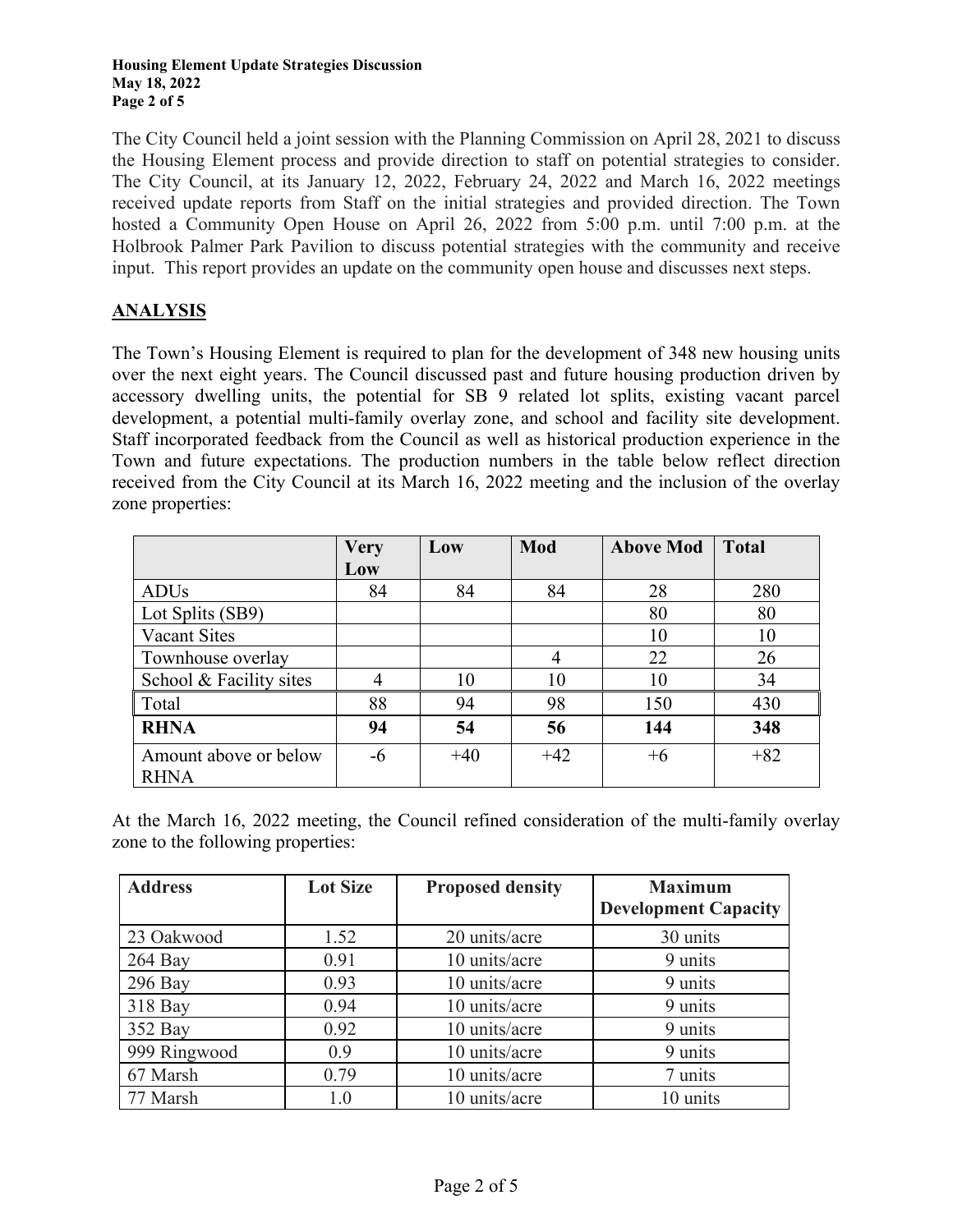The City Council held a joint session with the Planning Commission on April 28, 2021 to discuss the Housing Element process and provide direction to staff on potential strategies to consider. The City Council, at its January 12, 2022, February 24, 2022 and March 16, 2022 meetings received update reports from Staff on the initial strategies and provided direction. The Town hosted a Community Open House on April 26, 2022 from 5:00 p.m. until 7:00 p.m. at the Holbrook Palmer Park Pavilion to discuss potential strategies with the community and receive input. This report provides an update on the community open house and discusses next steps.

## ANALYSIS

The Town's Housing Element is required to plan for the development of 348 new housing units over the next eight years. The Council discussed past and future housing production driven by accessory dwelling units, the potential for SB 9 related lot splits, existing vacant parcel development, a potential multi-family overlay zone, and school and facility site development. Staff incorporated feedback from the Council as well as historical production experience in the Town and future expectations. The production numbers in the table below reflect direction received from the City Council at its March 16, 2022 meeting and the inclusion of the overlay zone properties:

| | Very Low | Low | Mod | Above Mod | Total |
|---|---|---|---|---|---|
| ADUs | 84 | 84 | 84 | 28 | 280 |
| Lot Splits (SB9) | | | | 80 | 80 |
| Vacant Sites | | | | 10 | 10 |
| Townhouse overlay | | | 4 | 22 | 26 |
| School & Facility sites | 4 | 10 | 10 | 10 | 34 |
| Total | 88 | 94 | 98 | 150 | 430 |
| **RHNA** | **94** | **54** | **56** | **144** | **348** |
| Amount above or below RHNA | -6 | +40 | +42 | +6 | +82 |

At the March 16, 2022 meeting, the Council refined consideration of the multi-family overlay zone to the following properties:

| Address | Lot Size | Proposed density | Maximum Development Capacity |
|---|---|---|---|
| 23 Oakwood | 1.52 | 20 units/acre | 30 units |
| 264 Bay | 0.91 | 10 units/acre | 9 units |
| 296 Bay | 0.93 | 10 units/acre | 9 units |
| 318 Bay | 0.94 | 10 units/acre | 9 units |
| 352 Bay | 0.92 | 10 units/acre | 9 units |
| 999 Ringwood | 0.9 | 10 units/acre | 9 units |
| 67 Marsh | 0.79 | 10 units/acre | 7 units |
| 77 Marsh | 1.0 | 10 units/acre | 10 units |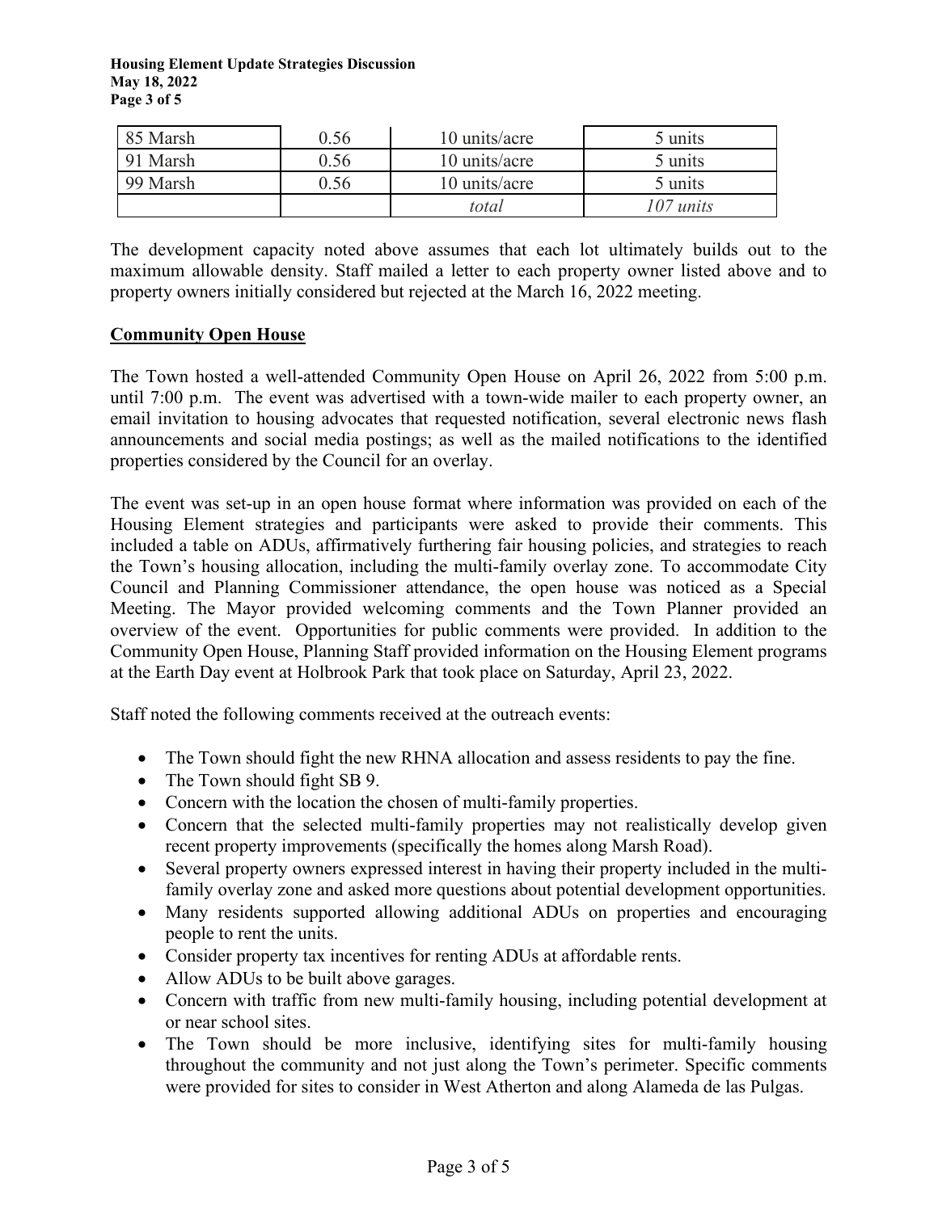| 85 Marsh | 0.56 | 10 units/acre | 5 units |
|---|---|---|---|
| 91 Marsh | 0.56 | 10 units/acre | 5 units |
| 99 Marsh | 0.56 | 10 units/acre | 5 units |
| | | *total* | *107 units* |

The development capacity noted above assumes that each lot ultimately builds out to the maximum allowable density. Staff mailed a letter to each property owner listed above and to property owners initially considered but rejected at the March 16, 2022 meeting.

## Community Open House

The Town hosted a well-attended Community Open House on April 26, 2022 from 5:00 p.m. until 7:00 p.m. The event was advertised with a town-wide mailer to each property owner, an email invitation to housing advocates that requested notification, several electronic news flash announcements and social media postings; as well as the mailed notifications to the identified properties considered by the Council for an overlay.

The event was set-up in an open house format where information was provided on each of the Housing Element strategies and participants were asked to provide their comments. This included a table on ADUs, affirmatively furthering fair housing policies, and strategies to reach the Town's housing allocation, including the multi-family overlay zone. To accommodate City Council and Planning Commissioner attendance, the open house was noticed as a Special Meeting. The Mayor provided welcoming comments and the Town Planner provided an overview of the event. Opportunities for public comments were provided. In addition to the Community Open House, Planning Staff provided information on the Housing Element programs at the Earth Day event at Holbrook Park that took place on Saturday, April 23, 2022.

Staff noted the following comments received at the outreach events:

- The Town should fight the new RHNA allocation and assess residents to pay the fine.
- The Town should fight SB 9.
- Concern with the location the chosen of multi-family properties.
- Concern that the selected multi-family properties may not realistically develop given recent property improvements (specifically the homes along Marsh Road).
- Several property owners expressed interest in having their property included in the multi-family overlay zone and asked more questions about potential development opportunities.
- Many residents supported allowing additional ADUs on properties and encouraging people to rent the units.
- Consider property tax incentives for renting ADUs at affordable rents.
- Allow ADUs to be built above garages.
- Concern with traffic from new multi-family housing, including potential development at or near school sites.
- The Town should be more inclusive, identifying sites for multi-family housing throughout the community and not just along the Town's perimeter. Specific comments were provided for sites to consider in West Atherton and along Alameda de las Pulgas.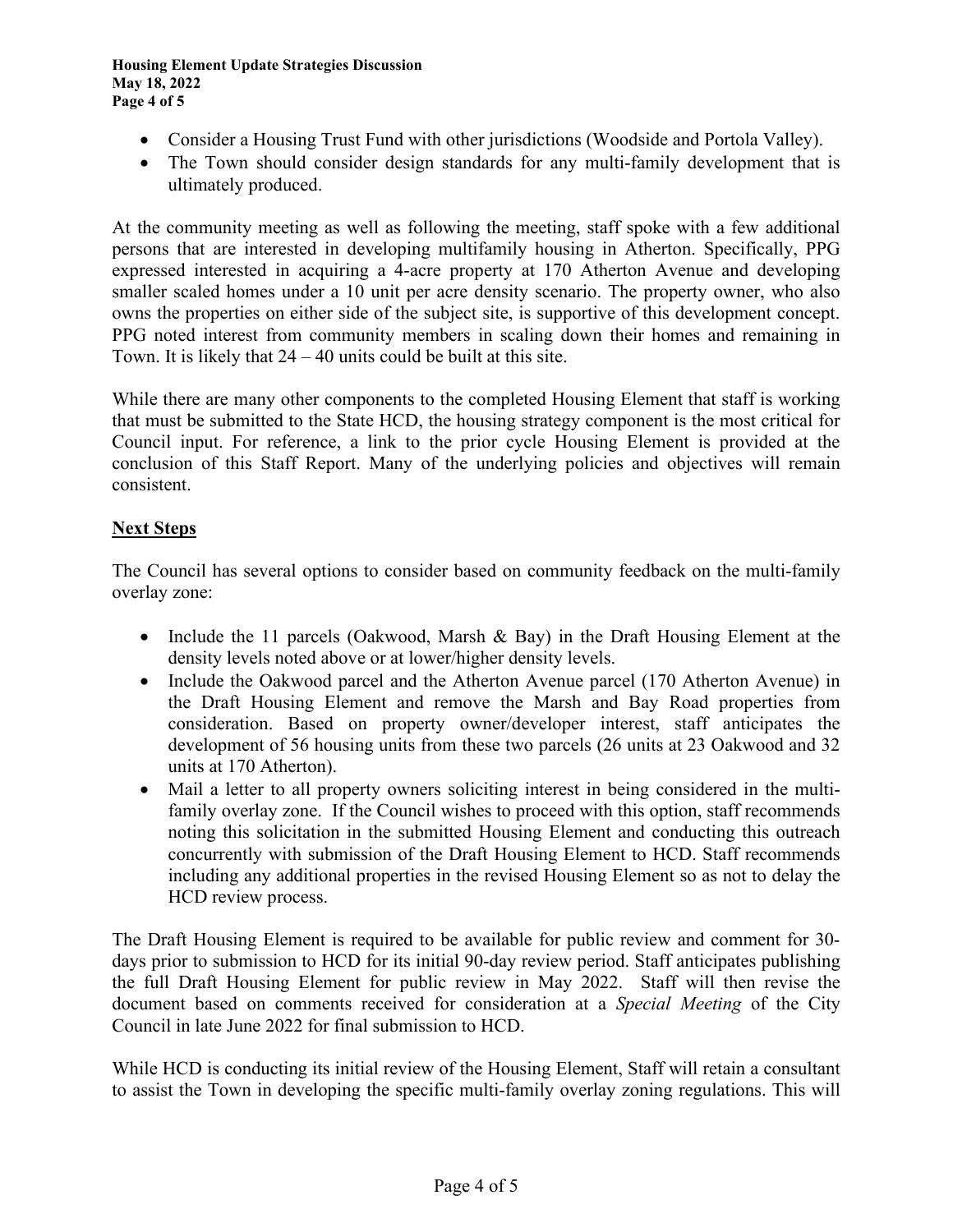- Consider a Housing Trust Fund with other jurisdictions (Woodside and Portola Valley).
- The Town should consider design standards for any multi-family development that is ultimately produced.

At the community meeting as well as following the meeting, staff spoke with a few additional persons that are interested in developing multifamily housing in Atherton. Specifically, PPG expressed interested in acquiring a 4-acre property at 170 Atherton Avenue and developing smaller scaled homes under a 10 unit per acre density scenario. The property owner, who also owns the properties on either side of the subject site, is supportive of this development concept. PPG noted interest from community members in scaling down their homes and remaining in Town. It is likely that 24 – 40 units could be built at this site.

While there are many other components to the completed Housing Element that staff is working that must be submitted to the State HCD, the housing strategy component is the most critical for Council input. For reference, a link to the prior cycle Housing Element is provided at the conclusion of this Staff Report. Many of the underlying policies and objectives will remain consistent.

## <u>Next Steps</u>

The Council has several options to consider based on community feedback on the multi-family overlay zone:

- Include the 11 parcels (Oakwood, Marsh & Bay) in the Draft Housing Element at the density levels noted above or at lower/higher density levels.
- Include the Oakwood parcel and the Atherton Avenue parcel (170 Atherton Avenue) in the Draft Housing Element and remove the Marsh and Bay Road properties from consideration. Based on property owner/developer interest, staff anticipates the development of 56 housing units from these two parcels (26 units at 23 Oakwood and 32 units at 170 Atherton).
- Mail a letter to all property owners soliciting interest in being considered in the multi-family overlay zone. If the Council wishes to proceed with this option, staff recommends noting this solicitation in the submitted Housing Element and conducting this outreach concurrently with submission of the Draft Housing Element to HCD. Staff recommends including any additional properties in the revised Housing Element so as not to delay the HCD review process.

The Draft Housing Element is required to be available for public review and comment for 30-days prior to submission to HCD for its initial 90-day review period. Staff anticipates publishing the full Draft Housing Element for public review in May 2022. Staff will then revise the document based on comments received for consideration at a *Special Meeting* of the City Council in late June 2022 for final submission to HCD.

While HCD is conducting its initial review of the Housing Element, Staff will retain a consultant to assist the Town in developing the specific multi-family overlay zoning regulations. This will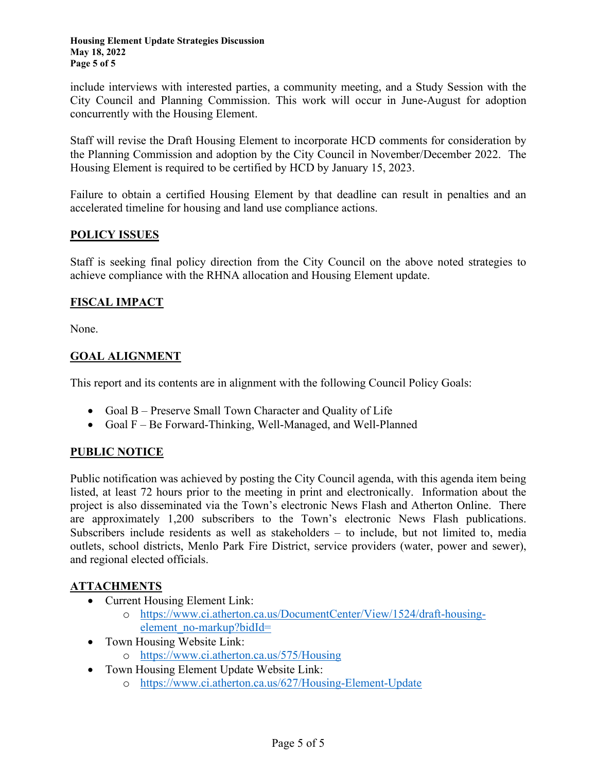include interviews with interested parties, a community meeting, and a Study Session with the City Council and Planning Commission. This work will occur in June-August for adoption concurrently with the Housing Element.

Staff will revise the Draft Housing Element to incorporate HCD comments for consideration by the Planning Commission and adoption by the City Council in November/December 2022. The Housing Element is required to be certified by HCD by January 15, 2023.

Failure to obtain a certified Housing Element by that deadline can result in penalties and an accelerated timeline for housing and land use compliance actions.

## POLICY ISSUES

Staff is seeking final policy direction from the City Council on the above noted strategies to achieve compliance with the RHNA allocation and Housing Element update.

## FISCAL IMPACT

None.

## GOAL ALIGNMENT

This report and its contents are in alignment with the following Council Policy Goals:

- Goal B – Preserve Small Town Character and Quality of Life
- Goal F – Be Forward-Thinking, Well-Managed, and Well-Planned

## PUBLIC NOTICE

Public notification was achieved by posting the City Council agenda, with this agenda item being listed, at least 72 hours prior to the meeting in print and electronically. Information about the project is also disseminated via the Town's electronic News Flash and Atherton Online. There are approximately 1,200 subscribers to the Town's electronic News Flash publications. Subscribers include residents as well as stakeholders – to include, but not limited to, media outlets, school districts, Menlo Park Fire District, service providers (water, power and sewer), and regional elected officials.

## ATTACHMENTS

- Current Housing Element Link:
  - https://www.ci.atherton.ca.us/DocumentCenter/View/1524/draft-housing-element_no-markup?bidId=
- Town Housing Website Link:
  - https://www.ci.atherton.ca.us/575/Housing
- Town Housing Element Update Website Link:
  - https://www.ci.atherton.ca.us/627/Housing-Element-Update